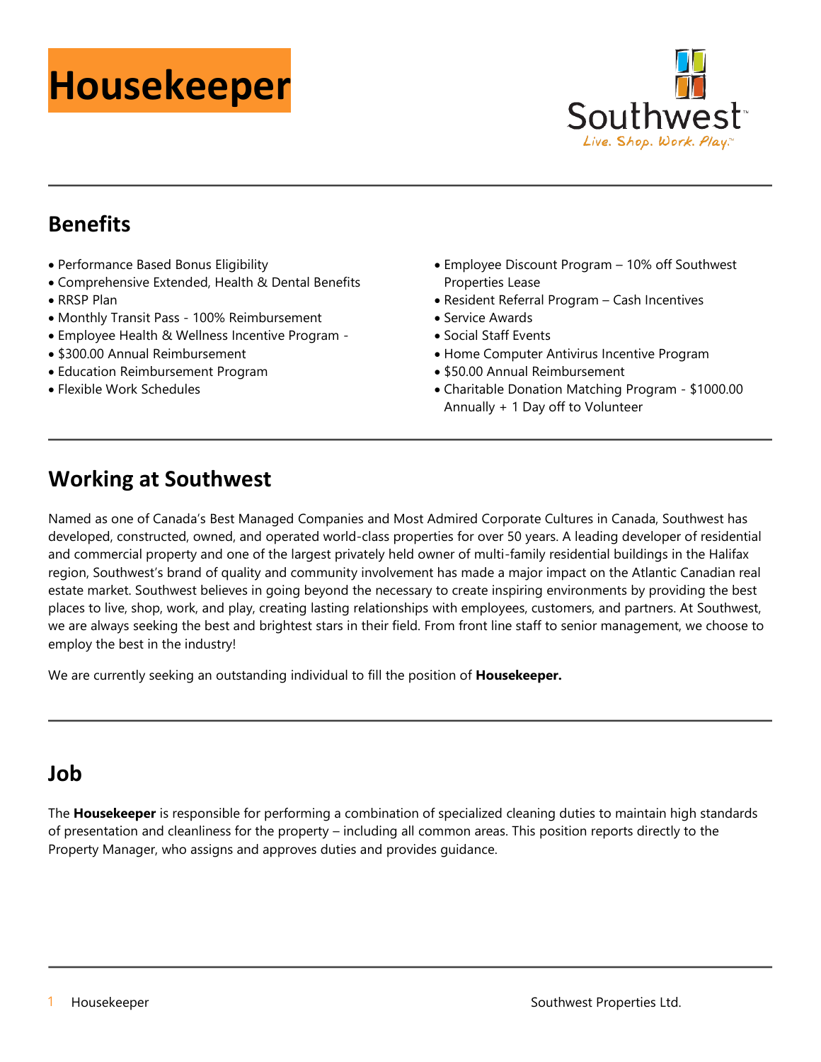# Housekeeper

Southwest
Live. Shop. Work. Play.™

## Benefits

- Performance Based Bonus Eligibility
- Comprehensive Extended, Health & Dental Benefits
- RRSP Plan
- Monthly Transit Pass - 100% Reimbursement
- Employee Health & Wellness Incentive Program -
- $300.00 Annual Reimbursement
- Education Reimbursement Program
- Flexible Work Schedules
- Employee Discount Program – 10% off Southwest Properties Lease
- Resident Referral Program – Cash Incentives
- Service Awards
- Social Staff Events
- Home Computer Antivirus Incentive Program
- $50.00 Annual Reimbursement
- Charitable Donation Matching Program - $1000.00 Annually + 1 Day off to Volunteer

## Working at Southwest

Named as one of Canada's Best Managed Companies and Most Admired Corporate Cultures in Canada, Southwest has developed, constructed, owned, and operated world-class properties for over 50 years. A leading developer of residential and commercial property and one of the largest privately held owner of multi-family residential buildings in the Halifax region, Southwest's brand of quality and community involvement has made a major impact on the Atlantic Canadian real estate market. Southwest believes in going beyond the necessary to create inspiring environments by providing the best places to live, shop, work, and play, creating lasting relationships with employees, customers, and partners. At Southwest, we are always seeking the best and brightest stars in their field. From front line staff to senior management, we choose to employ the best in the industry!

We are currently seeking an outstanding individual to fill the position of **Housekeeper.**

## Job

The **Housekeeper** is responsible for performing a combination of specialized cleaning duties to maintain high standards of presentation and cleanliness for the property – including all common areas. This position reports directly to the Property Manager, who assigns and approves duties and provides guidance.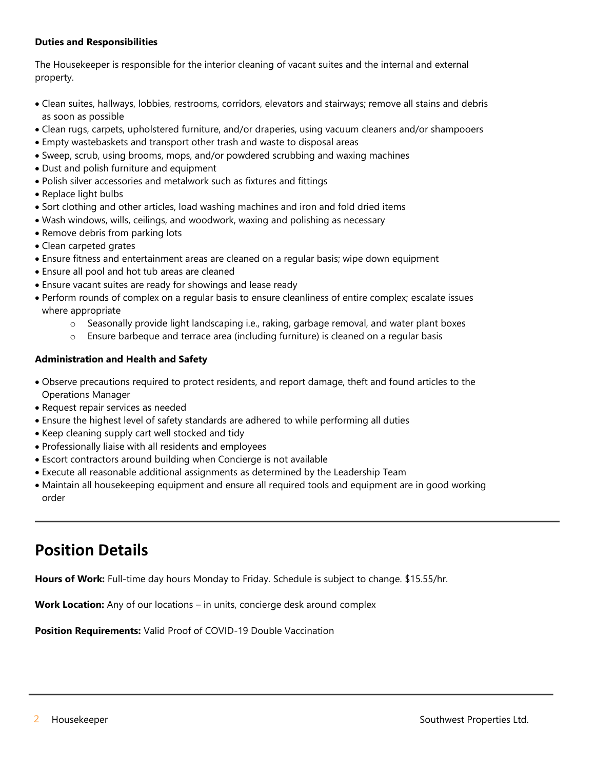**Duties and Responsibilities**

The Housekeeper is responsible for the interior cleaning of vacant suites and the internal and external property.

- Clean suites, hallways, lobbies, restrooms, corridors, elevators and stairways; remove all stains and debris as soon as possible
- Clean rugs, carpets, upholstered furniture, and/or draperies, using vacuum cleaners and/or shampooers
- Empty wastebaskets and transport other trash and waste to disposal areas
- Sweep, scrub, using brooms, mops, and/or powdered scrubbing and waxing machines
- Dust and polish furniture and equipment
- Polish silver accessories and metalwork such as fixtures and fittings
- Replace light bulbs
- Sort clothing and other articles, load washing machines and iron and fold dried items
- Wash windows, wills, ceilings, and woodwork, waxing and polishing as necessary
- Remove debris from parking lots
- Clean carpeted grates
- Ensure fitness and entertainment areas are cleaned on a regular basis; wipe down equipment
- Ensure all pool and hot tub areas are cleaned
- Ensure vacant suites are ready for showings and lease ready
- Perform rounds of complex on a regular basis to ensure cleanliness of entire complex; escalate issues where appropriate
    - Seasonally provide light landscaping i.e., raking, garbage removal, and water plant boxes
    - Ensure barbeque and terrace area (including furniture) is cleaned on a regular basis

**Administration and Health and Safety**

- Observe precautions required to protect residents, and report damage, theft and found articles to the Operations Manager
- Request repair services as needed
- Ensure the highest level of safety standards are adhered to while performing all duties
- Keep cleaning supply cart well stocked and tidy
- Professionally liaise with all residents and employees
- Escort contractors around building when Concierge is not available
- Execute all reasonable additional assignments as determined by the Leadership Team
- Maintain all housekeeping equipment and ensure all required tools and equipment are in good working order

---

# Position Details

**Hours of Work:** Full-time day hours Monday to Friday. Schedule is subject to change. $15.55/hr.

**Work Location:** Any of our locations – in units, concierge desk around complex

**Position Requirements:** Valid Proof of COVID-19 Double Vaccination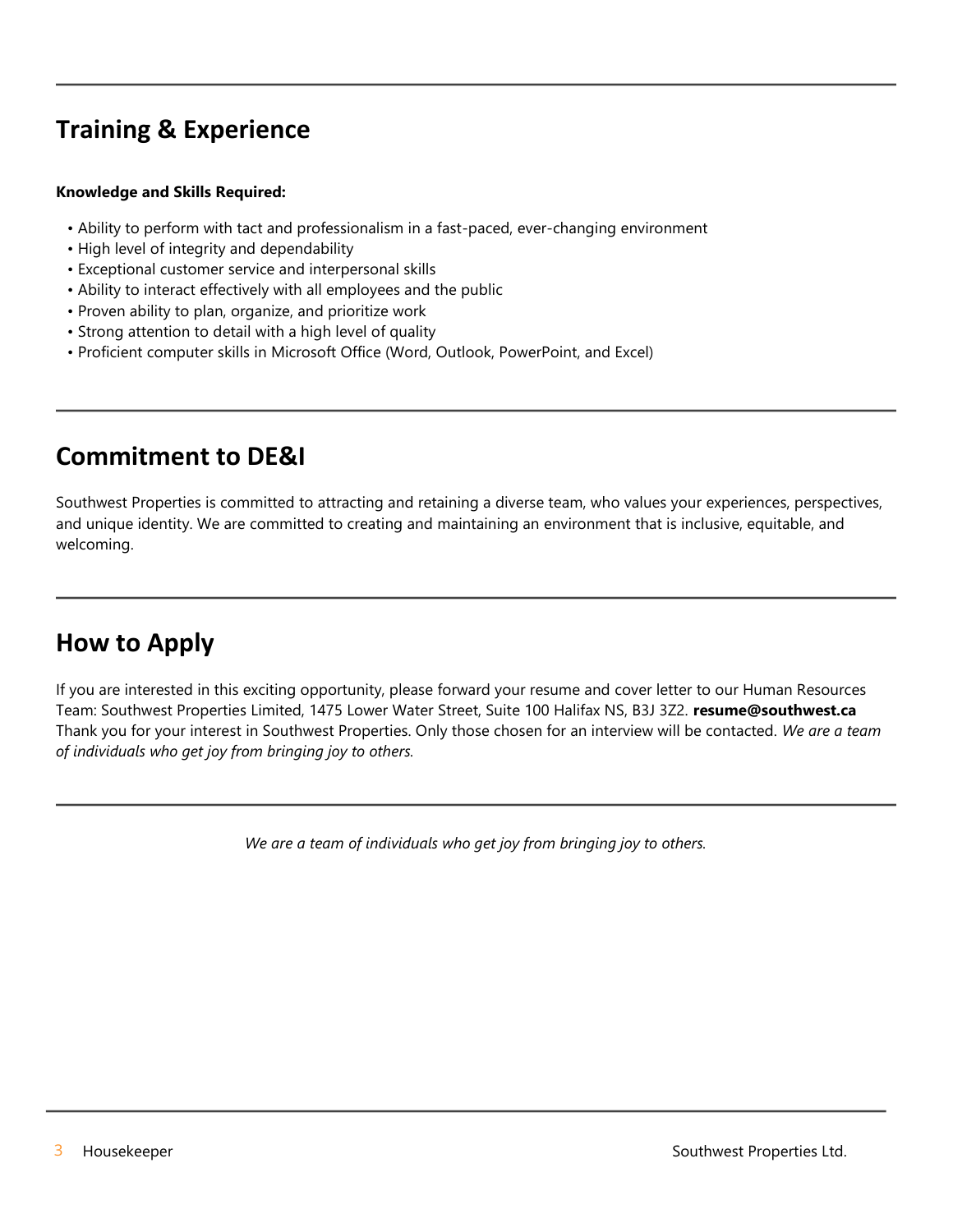## Training & Experience

**Knowledge and Skills Required:**

- Ability to perform with tact and professionalism in a fast-paced, ever-changing environment
- High level of integrity and dependability
- Exceptional customer service and interpersonal skills
- Ability to interact effectively with all employees and the public
- Proven ability to plan, organize, and prioritize work
- Strong attention to detail with a high level of quality
- Proficient computer skills in Microsoft Office (Word, Outlook, PowerPoint, and Excel)

## Commitment to DE&I

Southwest Properties is committed to attracting and retaining a diverse team, who values your experiences, perspectives, and unique identity. We are committed to creating and maintaining an environment that is inclusive, equitable, and welcoming.

## How to Apply

If you are interested in this exciting opportunity, please forward your resume and cover letter to our Human Resources Team: Southwest Properties Limited, 1475 Lower Water Street, Suite 100 Halifax NS, B3J 3Z2. **resume@southwest.ca** Thank you for your interest in Southwest Properties. Only those chosen for an interview will be contacted. *We are a team of individuals who get joy from bringing joy to others.*

*We are a team of individuals who get joy from bringing joy to others.*